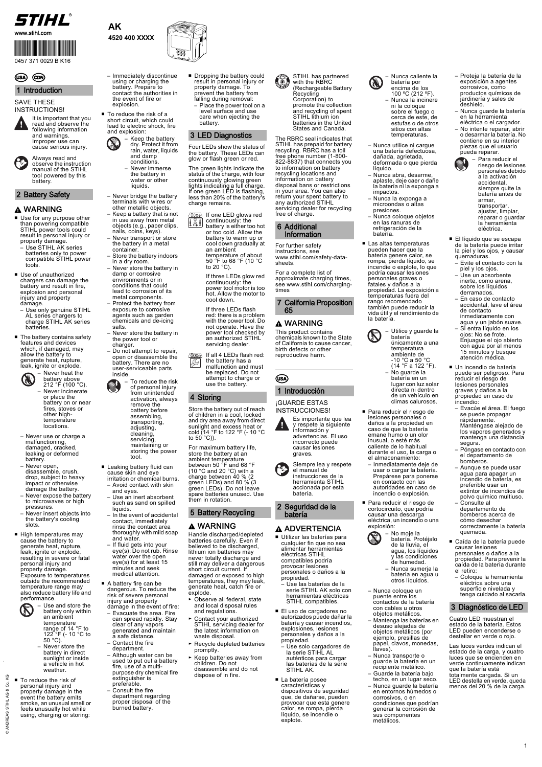**STIHL**

www.stihl.com

0457 371 0029 B K16

# AK

4520 400 XXXX

USA CDN

## 1 Introduction

SAVE THESE INSTRUCTIONS!

It is important that you read and observe the following information and warnings. Improper use can cause serious injury.

Always read and observe the instruction manual of the STIHL tool powered by this battery.

## 2 Battery Safety

### ⚠ WARNING

- Use for any purpose other than powering compatible STIHL power tools could result in personal injury or property damage.
  - Use STIHL AK series batteries only to power compatible STIHL power tools.
- Use of unauthorized chargers can damage the battery and result in fire, explosion and personal injury and property damage.
  - Use only genuine STIHL AL series chargers to charge STIHL AK series batteries.
- The battery contains safety features and devices which, if damaged, may allow the battery to generate heat, rupture, leak, ignite or explode.
  - Never heat the battery above 212 °F (100 °C).
  - Never incinerate or place the battery on or near fires, stoves or other high-temperature locations.
  - Never use or charge a malfunctioning, damaged, cracked, leaking or deformed battery.
  - Never open, disassemble, crush, drop, subject to heavy impact or otherwise damage the battery.
  - Never expose the battery to microwaves or high pressures.
  - Never insert objects into the battery's cooling slots.
- High temperatures may cause the battery to generate heat, rupture, leak, ignite or explode, resulting in severe or fatal personal injury and property damage. Exposure to temperatures outside the recommended temperature range may also reduce battery life and performance.
  - Use and store the battery only within an ambient temperature range of 14 °F to 122 °F (- 10 °C to 50 °C).
  - Never store the battery in direct sunlight or inside a vehicle in hot weather.
- To reduce the risk of personal injury and property damage in the event the battery emits smoke, an unusual smell or feels unusually hot while using, charging or storing:
  - Immediately discontinue using or charging the battery. Prepare to contact the authorities in the event of fire or explosion.
- To reduce the risk of a short circuit, which could lead to electric shock, fire and explosion:
  - Keep the battery dry. Protect it from rain, water, liquids and damp conditions.
  - Never immerse the battery in water or other liquids.
  - Never bridge the battery terminals with wires or other metallic objects.
  - Keep a battery that is not in use away from metal objects (e.g., paper clips, nails, coins, keys).
  - Never transport or store the battery in a metal container.
  - Store the battery indoors in a dry room.
  - Never store the battery in damp or corrosive environments or in conditions that could lead to corrosion of its metal components.
  - Protect the battery from exposure to corrosive agents such as garden chemicals and de-icing salts.
  - Never store the battery in the power tool or charger.
  - Do not attempt to repair, open or disassemble the battery. There are no user-serviceable parts inside.
  - To reduce the risk of personal injury from unintended activation, always remove the battery before assembling, transporting, adjusting, cleaning, servicing, maintaining or storing the power tool.
- Leaking battery fluid can cause skin and eye irritation or chemical burns.
  - Avoid contact with skin and eyes.
  - Use an inert absorbent such as sand on spilled liquids.
  - In the event of accidental contact, immediately rinse the contact area thoroughly with mild soap and water.
  - If fluid gets into your eye(s): Do not rub. Rinse water over the open eye(s) for at least 15 minutes and seek medical attention.
- A battery fire can be dangerous. To reduce the risk of severe personal injury and property damage in the event of fire:
  - Evacuate the area. Fire can spread rapidly. Stay clear of any vapors generated and maintain a safe distance.
  - Contact the fire department.
  - Although water can be used to put out a battery fire, use of a multi-purpose dry chemical fire extinguisher is preferable.
  - Consult the fire department regarding proper disposal of the burned battery.
- Dropping the battery could result in personal injury or property damage. To prevent the battery from falling during removal:
  - Place the power tool on a level surface and use care when ejecting the battery.

## 3 LED Diagnostics

Four LEDs show the status of the battery. These LEDs can glow or flash green or red.

The green lights indicate the status of the charge, with four continuously glowing green lights indicating a full charge. If one green LED is flashing, less than 20% of the battery's charge remains.

If one LED glows red continuously: the battery is either too hot or too cold. Allow the battery to warm up or cool down gradually at an ambient temperature of about 50 °F to 68 °F (10 °C to 20 °C).

If three LEDs glow red continuously: the power tool motor is too hot. Allow the motor to cool down.

If three LEDs flash red: there is a problem with the power tool. Do not operate. Have the power tool checked by an authorized STIHL servicing dealer.

If all 4 LEDs flash red: the battery has a malfunction and must be replaced. Do not attempt to charge or use the battery.

## 4 Storing

Store the battery out of reach of children in a cool, locked and dry area away from direct sunlight and excess heat or cold (14 °F to 122 °F (- 10 °C to 50 °C)).

For maximum battery life, store the battery at an ambient temperature between 50 °F and 68 °F (10 °C and 20 °C) with a charge between 40 % (2 green LEDs) and 80 % (3 green LEDs). Do not leave spare batteries unused. Use them in rotation.

## 5 Battery Recycling

### ⚠ WARNING

Handle discharged/depleted batteries carefully. Even if believed to be discharged, lithium ion batteries may never totally discharge and still may deliver a dangerous short circuit current. If damaged or exposed to high temperatures, they may leak, generate heat, catch fire or explode.

- ► Observe all federal, state and local disposal rules and regulations.
- ► Contact your authorized STIHL servicing dealer for the latest information on waste disposal.
- ► Recycle depleted batteries promptly.
- ► Keep batteries away from children. Do not disassemble and do not dispose of in fire.

STIHL has partnered with the RBRC (Rechargeable Battery Recycling Corporation) to promote the collection and recycling of spent STIHL lithium ion batteries in the United States and Canada.

The RBRC seal indicates that STIHL has prepaid for battery recycling. RBRC has a toll free phone number (1-800-822-8837) that connects you to information on battery recycling locations and information on battery disposal bans or restrictions in your area. You can also return your spent battery to any authorized STIHL servicing dealer for recycling free of charge.

## 6 Additional Information

For further safety instructions, see www.stihl.com/safety-data-sheets.

For a complete list of approximate charging times, see www.stihl.com/charging-times

## 7 California Proposition 65

### ⚠ WARNING

This product contains chemicals known to the State of California to cause cancer, birth defects or other reproductive harm.

USA

## 1 Introducción

¡GUARDE ESTAS INSTRUCCIONES!

Es importante que lea y respete la siguiente información y advertencias. El uso incorrecto puede causar lesiones graves.

Siempre lea y respete el manual de instrucciones de la herramienta STIHL accionada por esta batería.

## 2 Seguridad de la batería

### ⚠ ADVERTENCIA

- Utilizar las baterías para cualquier fin que no sea alimentar herramientas eléctricas STIHL compatibles podría provocar lesiones personales o daños a la propiedad.
  - Use las baterías de la serie STIHL AK solo con herramientas eléctricas STIHL compatibles.
- El uso de cargadores no autorizados puede dañar la batería y causar incendios, explosiones, lesiones personales y daños a la propiedad.
  - Use solo cargadores de la serie STIHL AL auténticos para cargar las baterías de la serie STIHL AK.
- La batería posee características y dispositivos de seguridad que, de dañarse, pueden provocar que esta genere calor, se rompa, pierda líquido, se incendie o explote.
  - Nunca caliente la batería por encima de los 100 °C (212 °F).
  - Nunca la incinere ni la coloque sobre el fuego o cerca de este, de estufas o de otros sitios con altas temperaturas.
  - Nunca utilice ni cargue una batería defectuosa, dañada, agrietada, deformada o que pierda líquido.
  - Nunca abra, desarme, aplaste, deje caer o dañe la batería ni la exponga a impactos.
  - Nunca la exponga a microondas o altas presiones.
  - Nunca coloque objetos en las ranuras de refrigeración de la batería.
- Las altas temperaturas pueden hacer que la batería genere calor, se rompa, pierda líquido, se incendie o explote, lo que podría causar lesiones personales graves o fatales y daños a la propiedad. La exposición a temperaturas fuera del rango recomendado también puede reducir la vida útil y el rendimiento de la batería.
  - Utilice y guarde la batería únicamente a una temperatura ambiente de -10 °C a 50 °C (14 °F a 122 °F).
  - No guarde la batería en un lugar con luz solar directa ni dentro de un vehículo en climas calurosos.
- Para reducir el riesgo de lesiones personales o daños a la propiedad en caso de que la batería emane humo o un olor inusual, o esté más caliente de lo habitual durante el uso, la carga o el almacenamiento:
  - Inmediatamente deje de usar o cargar la batería. Prepárese para ponerse en contacto con las autoridades en caso de incendio o explosión.
- Para reducir el riesgo de cortocircuito, que podría causar una descarga eléctrica, un incendio o una explosión:
  - No moje la batería. Protéjalo de la lluvia, el agua, los líquidos y las condiciones de humedad.
  - Nunca sumerja la batería en agua u otros líquidos.
  - Nunca coloque un puente entre los contactos de la batería con cables u otros objetos metálicos.
  - Mantenga las baterías en desuso alejadas de objetos metálicos (por ejemplo, presillas de papel, clavos, monedas, llaves).
  - Nunca transporte o guarde la batería en un recipiente metálico.
  - Guarde la batería bajo techo, en un lugar seco.
  - Nunca guarde la batería en entornos húmedos o corrosivos, o en condiciones que podrían generar la corrosión de sus componentes metálicos.
  - Proteja la batería de la exposición a agentes corrosivos, como productos químicos de jardinería y sales de deshielo.
  - Nunca guarde la batería en la herramienta eléctrica o el cargador.
  - No intente reparar, abrir o desarmar la batería. No contiene en su interior piezas que el usuario pueda reparar.
  - Para reducir el riesgo de lesiones personales debido a la activación accidental, siempre quite la batería antes de armar, transportar, ajustar, limpiar, reparar o guardar la herramienta eléctrica.
- El líquido que se escapa de la batería puede irritar la piel y los ojos, y causar quemaduras.
  - Evite el contacto con la piel y los ojos.
  - Use un absorbente inerte, como arena, sobre los líquidos derramados.
  - En caso de contacto accidental, lave el área de contacto inmediatamente con agua y un jabón suave.
  - Si entra líquido en los ojos: No se frote. Enjuague el ojo abierto con agua por al menos 15 minutos y busque atención médica.
- Un incendio de batería puede ser peligroso. Para reducir el riesgo de lesiones personales graves y daños a la propiedad en caso de incendio:
  - Evacúe el área. El fuego se puede propagar rápidamente. Manténgase alejado de los vapores generados y mantenga una distancia segura.
  - Póngase en contacto con el departamento de bomberos.
  - Aunque se puede usar agua para apagar un incendio de batería, es preferible usar un extintor de incendios de polvo químico multiuso.
  - Consulte al departamento de bomberos acerca de cómo desechar correctamente la batería quemada.
- Caída de la batería puede causar lesiones personales o daños a la propiedad. Para prevenir la caída de la batería durante el retiro:
  - Coloque la herramienta eléctrica sobre una superficie nivelada y tenga cuidado al sacarla.

## 3 Diagnóstico de LED

Cuatro LED muestran el estado de la batería. Estos LED pueden encenderse o destellar en verde o rojo.

Las luces verdes indican el estado de la carga, y cuatro luces que se encienden en verde continuamente indican que la batería está totalmente cargada. Si un LED destella en verde, queda menos del 20 % de la carga.

© ANDREAS STIHL AG & Co. KG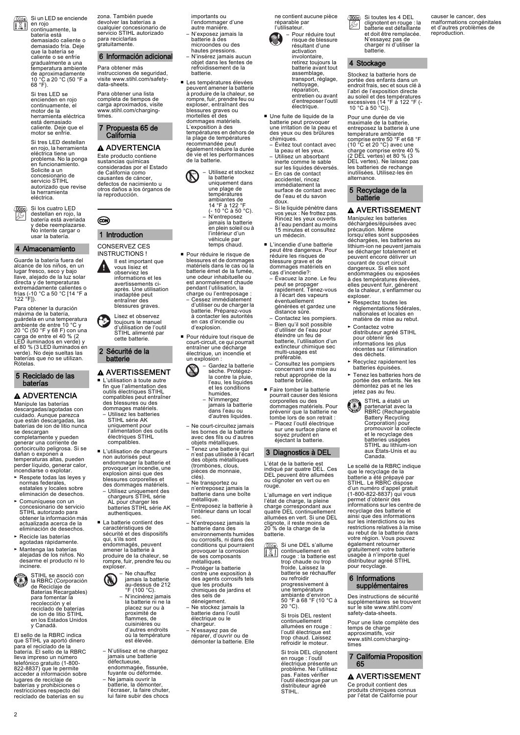Si un LED se enciende en rojo continuamente, la batería está demasiado caliente o demasiado fría. Deje que la batería se caliente o se enfríe gradualmente a una temperatura ambiente de aproximadamente 10 °C a 20 °C (50 °F a 68 °F).

Si tres LED se encienden en rojo continuamente, el motor de la herramienta eléctrica está demasiado caliente. Deje que el motor se enfríe.

Si tres LED destellan en rojo, la herramienta eléctrica tiene un problema. No la ponga en funcionamiento. Solicite a un concesionario de servicio STIHL autorizado que revise la herramienta eléctrica.

Si los cuatro LED destellan en rojo, la batería está averiada y debe reemplazarse. No intente cargar o usar la batería.

## 4 Almacenamiento

Guarde la batería fuera del alcance de los niños, en un lugar fresco, seco y bajo llave, alejado de la luz solar directa y de temperaturas extremadamente calientes o frías (-10 °C a 50 °C [14 °F a 122 °F]).

Para obtener la duración máxima de la batería, guárdela en una temperatura ambiente de entre 10 °C y 20 °C (50 °F y 68 °F) con una carga de entre el 40 % (2 LED iluminados en verde) y el 80 % (3 LED iluminados en verde). No deje sueltas las baterías que no se utilizan. Rótelas.

## 5 Reciclado de las baterías

### ⚠ ADVERTENCIA

Manipule las baterías descargadas/agotadas con cuidado. Aunque parezca que están descargadas, las baterías de ion de litio nunca se descargan completamente y pueden generar una corriente de cortocircuito peligrosa. Si se dañan o exponen a temperaturas altas, pueden perder líquido, generar calor, incendiarse o explotar.

- ► Respete todas las leyes y normas federales, estatales y locales sobre eliminación de desechos.
- ► Comuníquese con un concesionario de servicio STIHL autorizado para obtener la información más actualizada acerca de la eliminación de desechos.
- ► Recicle las baterías agotadas rápidamente.
- ► Mantenga las baterías alejadas de los niños. No desarme el producto ni lo incinere.

STIHL se asoció con la RBRC (Corporación de Reciclaje de Baterías Recargables) para fomentar la recolección y el reciclado de baterías de ion de litio STIHL en los Estados Unidos y Canadá.

El sello de la RBRC indica que STIHL ya aportó dinero para el reciclado de la batería. El sello de la RBRC lleva impreso un número telefónico gratuito (1-800-822-8837) que le permite acceder a información sobre lugares de reciclaje de baterías y prohibiciones o restricciones respecto del reciclado de baterías en su zona. También puede devolver las baterías a cualquier concesionario de servicio STIHL autorizado para reciclarlas gratuitamente.

## 6 Información adicional

Para obtener más instrucciones de seguridad, visite www.stihl.com/safety-data-sheets.

Para obtener una lista completa de tiempos de carga aproximados, visite www.stihl.com/charging-times.

## 7 Propuesta 65 de California

### ⚠ ADVERTENCIA

Este producto contiene sustancias químicas consideradas por el Estado de California como causantes de cáncer, defectos de nacimiento u otros daños a los órganos de la reproducción.

CDN

## 1 Introduction

CONSERVEZ CES INSTRUCTIONS !

Il est important que vous lisiez et observiez les informations et les avertissements ci-après. Une utilisation inadaptée peut entraîner des blessures graves.

Lisez et observez toujours le manuel d'utilisation de l'outil STIHL alimenté par cette batterie.

## 2 Sécurité de la batterie

### ⚠ AVERTISSEMENT

- L'utilisation à toute autre fin que l'alimentation des outils électriques STIHL compatibles peut entraîner des blessures ou des dommages matériels.
  - Utilisez les batteries STIHL série AK uniquement pour l'alimentation des outils électriques STIHL compatibles.
- L'utilisation de chargeurs non autorisés peut endommager la batterie et provoquer un incendie, une explosion ainsi que des blessures corporelles et des dommages matériels.
  - Utilisez uniquement des chargeurs STIHL série AL pour charger les batteries STIHL série AK authentiques.
- La batterie contient des caractéristiques de sécurité et des dispositifs qui, s'ils sont endommagés, peuvent amener la batterie à produire de la chaleur, se rompre, fuir, prendre feu ou exploser.
  - Ne chauffez jamais la batterie au-dessus de 212 °F (100 °C).
  - N'incinérez jamais la batterie ni ne la placez sur ou à proximité de flammes, de cuisinières ou d'autres endroits où la température est élevée.
  - N'utilisez et ne chargez jamais une batterie défectueuse, endommagée, fissurée, fuyante ou déformée.
  - Ne jamais ouvrir la batterie, la démonter, l'écraser, la faire chuter, lui faire subir des chocs importants ou l'endommager d'une autre manière.
  - N'exposez jamais la batterie à des microondes ou des hautes pressions.
  - N'insérez jamais aucun objet dans les fentes de refroidissement de la batterie.
- Les températures élevées peuvent amener la batterie à produire de la chaleur, se rompre, fuir, prendre feu ou exploser, entraînant des blessures graves ou mortelles et des dommages matériels. L'exposition à des températures en dehors de la plage de températures recommandée peut également réduire la durée de vie et les performances de la batterie.
  - Utilisez et stockez la batterie uniquement dans une plage de températures ambiantes de 14 °F à 122 °F (- 10 °C à 50 °C).
  - N'entreposez jamais la batterie en plein soleil ou à l'intérieur d'un véhicule par temps chaud.
- Pour réduire le risque de blessures et de dommages matériels dans le cas où la batterie émet de la fumée, une odeur inhabituelle ou est anormalement chaude pendant l'utilisation, la charge ou l'entreposage :
  - Cessez immédiatement d'utiliser ou de charger la batterie. Préparez-vous à contacter les autorités en cas d'incendie ou d'explosion.
- Pour réduire tout risque de court-circuit, ce qui pourrait entraîner une décharge électrique, un incendie et un explosion :
  - Gardez la batterie sèche. Protégez-la contre la pluie, l'eau, les liquides et les conditions humides.
  - N'immergez jamais la batterie dans l'eau ou d'autres liquides.
  - Ne court-circuitez jamais les bornes de la batterie avec des fils ou d'autres objets métalliques.
  - Tenez une batterie qui n'est pas utilisée à l'écart des objets métalliques (trombones, clous, pièces de monnaie, clés).
  - Ne transportez ou n'entreposez jamais la batterie dans une boîte métallique.
  - Entreposez la batterie à l'intérieur dans un local sec.
  - N'entreposez jamais la batterie dans des environnements humides ou corrosifs, ni dans des conditions qui pourraient provoquer la corrosion de ses composants métalliques.
  - Protéger la batterie contre une exposition à des agents corrosifs tels que les produits chimiques de jardins et des sels de déneigement.
  - Ne stockez jamais la batterie dans l'outil électrique ou le chargeur.
  - N'essayez pas de réparer, d'ouvrir ou de démonter la batterie. Elle ne contient aucune pièce réparable par l'utilisateur.
  - Pour réduire tout risque de blessure résultant d'une activation involontaire, retirez toujours la batterie avant tout assemblage, transport, réglage, nettoyage, réparation, entretien ou avant d'entreposer l'outil électrique.
- Une fuite de liquide de la batterie peut provoquer une irritation de la peau et des yeux ou des brûlures chimiques.
  - Évitez tout contact avec la peau et les yeux.
  - Utilisez un absorbant inerte comme le sable sur les liquides déversés.
  - En cas de contact accidentel, rincez immédiatement la surface de contact avec de l'eau et du savon doux.
  - Si le liquide pénètre dans vos yeux : Ne frottez pas. Rincez les yeux ouverts à l'eau pendant au moins 15 minutes et consultez un médecin.
- L'incendie d'une batterie peut être dangereux. Pour réduire les risques de blessure grave et de dommages matériels dans cas d'incendie?:
  - Évacuez la zone. Le feu peut se propager rapidement. Tenez-vous à l'écart des vapeurs éventuellement générées et gardez une distance sûre.
  - Contactez les pompiers.
  - Bien qu'il soit possible d'utiliser de l'eau pour éteindre un feu de batterie, l'utilisation d'un extincteur chimique sec multi-usages est préférable.
  - Consultez les pompiers concernant une mise au rebut appropriée de la batterie brûlée.
- Faire tomber la batterie pourrait causer des lésions corporelles ou des dommages matériels. Pour prévenir que la batterie ne tombe lors de son retrait :
  - Placez l'outil électrique sur une surface plane et soyez prudent en éjectant la batterie.

## 3 Diagnostics à DEL

L'état de la batterie est indiqué par quatre DEL. Ces DEL peuvent être allumées ou clignoter en vert ou en rouge.

L'allumage en vert indique l'état de charge, la pleine charge correspondant aux quatre DEL continuellement allumées en vert. Si une DEL clignote, il reste moins de 20 % de la charge de la batterie.

Si une DEL s'allume continuellement en rouge : la batterie est trop chaude ou trop froide. Laissez la batterie se réchauffer ou refroidir progressivement à une température ambiante d'environ 50 °F à 68 °F (10 °C à 20 °C).

Si trois DEL restent continuellement allumées en rouge : l'outil électrique est trop chaud. Laissez refroidir le moteur.

Si trois DEL clignotent en rouge : l'outil électrique présente un problème. Ne l'utilisez pas. Faites vérifier l'outil électrique par un distributeur agréé STIHL.

Si toutes les 4 DEL clignotent en rouge : la batterie est défaillante et doit être remplacée. N'essayez pas de charger ni d'utiliser la batterie.

## 4 Stockage

Stockez la batterie hors de portée des enfants dans un endroit frais, sec et sous clé à l'abri de l'exposition directe au soleil et des températures excessives (14 °F à 122 °F (- 10 °C à 50 °C)).

Pour une durée de vie maximale de la batterie, entreposez la batterie à une température ambiante comprise entre 50 °F et 68 °F (10 °C et 20 °C) avec une charge comprise entre 40 % (2 DEL vertes) et 80 % (3 DEL vertes). Ne laissez pas les batteries de rechange inutilisées. Utilisez-les en alternance.

## 5 Recyclage de la batterie

### ⚠ AVERTISSEMENT

Manipulez les batteries déchargées/épuisées avec précaution. Même lorsqu'elles sont supposées déchargées, les batteries au lithium-ion ne peuvent jamais se décharger totalement et peuvent encore délivrer un courant de court circuit dangereux. Si elles sont endommagées ou exposées à des températures élevées, elles peuvent fuir, génèrent de la chaleur, s'enflammer ou exploser.

- ► Respectez toutes les réglementations fédérales, nationales et locales en matière de mise au rebut.
- ► Contactez votre distributeur agréé STIHL pour obtenir les informations les plus récentes sur l'élimination des déchets.
- ► Recyclez rapidement les batteries épuisées.
- ► Tenez les batteries hors de portée des enfants. Ne les démontez pas et ne les jetez pas au feu.

STIHL a établi un partenariat avec la RBRC (Rechargeable Battery Recycling Corporation) pour promouvoir la collecte et le recyclage des batteries usagées STIHL au lithium-ion aux États-Unis et au Canada.

Le scellé de la RBRC indique que le recyclage de la batterie a été prépayé par STIHL. Le RBRC dispose d'un numéro d'appel gratuit (1-800-822-8837) qui vous permet d'obtenir des informations sur les centre de recyclage des batterie et ainsi que des informations sur les interdictions ou les restrictions relatives à la mise au rebut de la batterie dans votre région. Vous pouvez également retourner gratuitement votre batterie usagée à n'importe quel distributeur agréé STIHL pour recyclage.

## 6 Informations supplémentaires

Des instructions de sécurité supplémentaires se trouvent sur le site www.stihl.com/safety-data-sheets.

Pour une liste complète des temps de charge approximatifs, voir www.stihl.com/charging-times

## 7 California Proposition 65

### ⚠ AVERTISSEMENT

Ce produit contient des produits chimiques connus par l'état de Californie pour causer le cancer, des malformations congénitales et d'autres problèmes de reproduction.